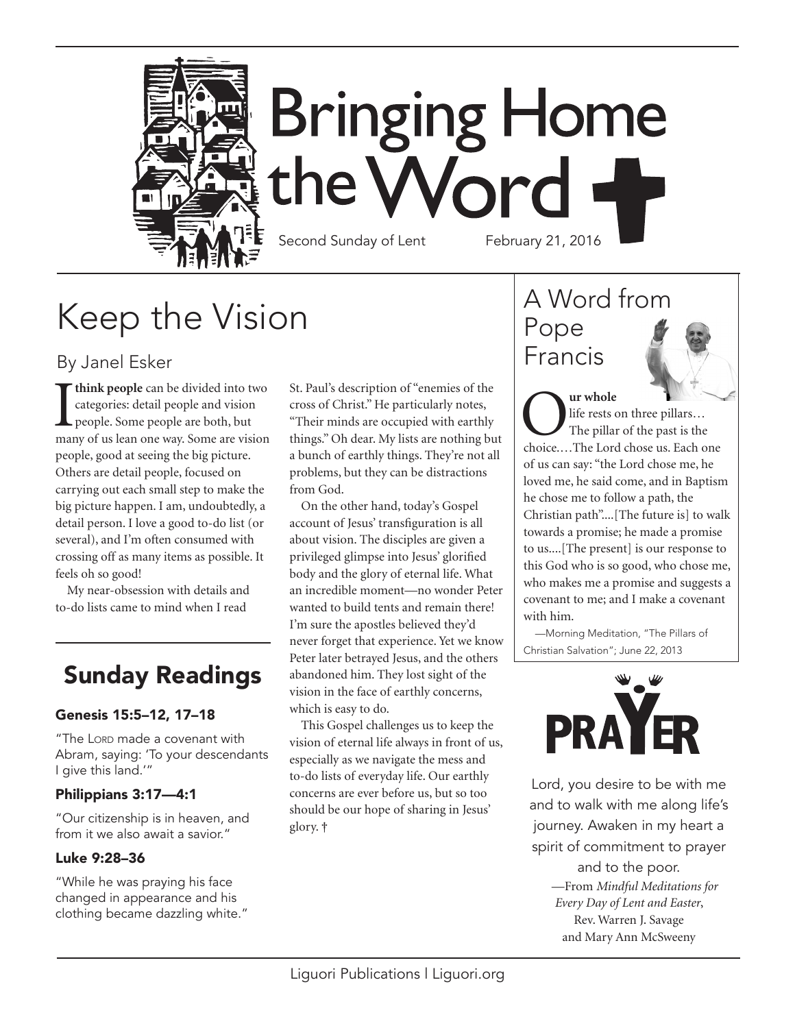# Bringing Home the Word

Second Sunday of Lent February 21, 2016

## Keep the Vision

By Janel Esker

**I think people** can be divided into two categories: detail people and vision people. Some people are both, but many of us lean one way. Some are vision people, good at seeing the big picture. Others are detail people, focused on carrying out each small step to make the big picture happen. I am, undoubtedly, a detail person. I love a good to-do list (or several), and I'm often consumed with crossing off as many items as possible. It feels oh so good!

My near-obsession with details and to-do lists came to mind when I read St. Paul's description of "enemies of the cross of Christ." He particularly notes, "Their minds are occupied with earthly things." Oh dear. My lists are nothing but a bunch of earthly things. They're not all problems, but they can be distractions from God.

On the other hand, today's Gospel account of Jesus' transfiguration is all about vision. The disciples are given a privileged glimpse into Jesus' glorified body and the glory of eternal life. What an incredible moment—no wonder Peter wanted to build tents and remain there! I'm sure the apostles believed they'd never forget that experience. Yet we know Peter later betrayed Jesus, and the others abandoned him. They lost sight of the vision in the face of earthly concerns, which is easy to do.

This Gospel challenges us to keep the vision of eternal life always in front of us, especially as we navigate the mess and to-do lists of everyday life. Our earthly concerns are ever before us, but so too should be our hope of sharing in Jesus' glory. †

## Sunday Readings

### Genesis 15:5–12, 17–18

"The Lord made a covenant with Abram, saying: 'To your descendants I give this land.'"

### Philippians 3:17—4:1

"Our citizenship is in heaven, and from it we also await a savior."

### Luke 9:28–36

"While he was praying his face changed in appearance and his clothing became dazzling white."

## A Word from Pope Francis

**Our whole** life rests on three pillars… The pillar of the past is the choice.…The Lord chose us. Each one of us can say: "the Lord chose me, he loved me, he said come, and in Baptism he chose me to follow a path, the Christian path"....[The future is] to walk towards a promise; he made a promise to us....[The present] is our response to this God who is so good, who chose me, who makes me a promise and suggests a covenant to me; and I make a covenant with him.

—Morning Meditation, "The Pillars of Christian Salvation"; June 22, 2013

## PRAYER

Lord, you desire to be with me and to walk with me along life's journey. Awaken in my heart a spirit of commitment to prayer and to the poor.

—From *Mindful Meditations for Every Day of Lent and Easter*, Rev. Warren J. Savage and Mary Ann McSweeny

Liguori Publications | Liguori.org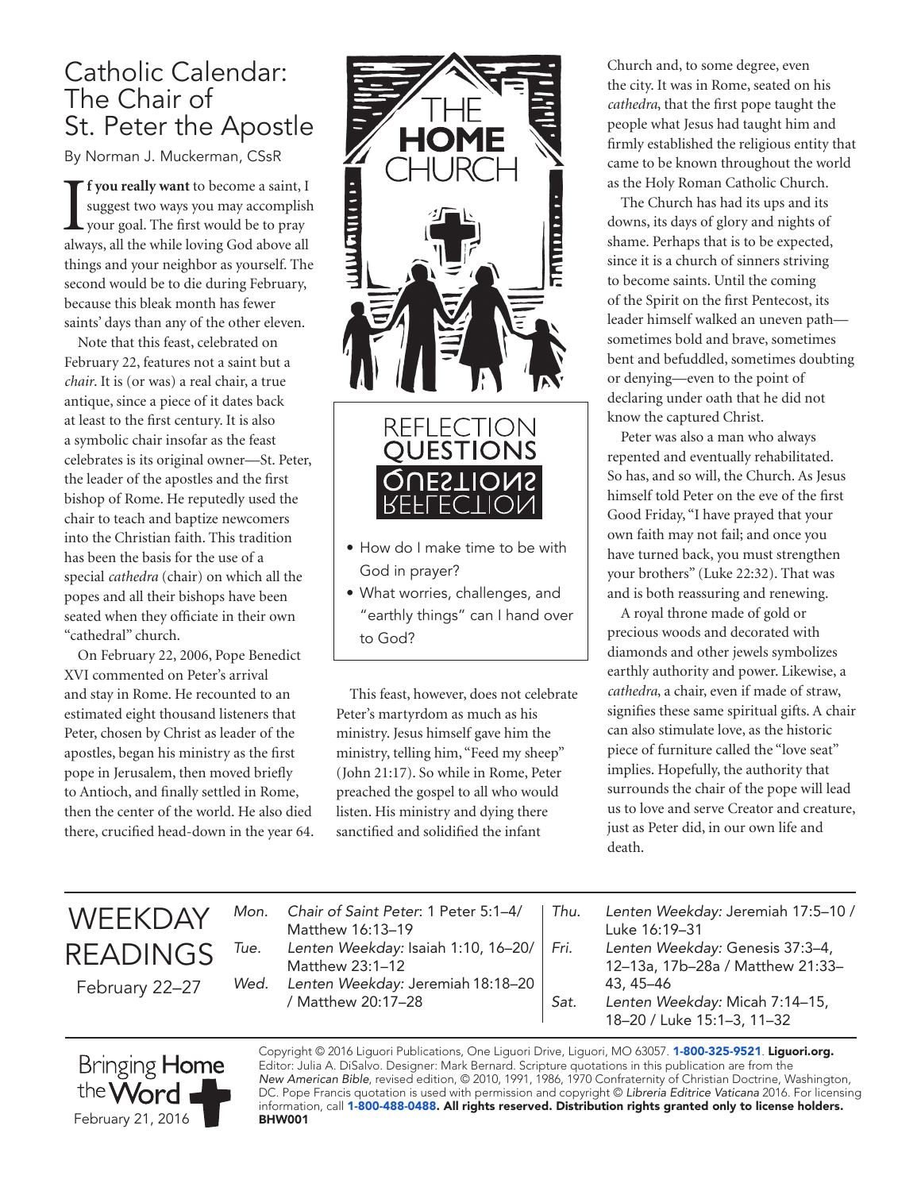# Catholic Calendar: The Chair of St. Peter the Apostle

By Norman J. Muckerman, CSsR

**If you really want** to become a saint, I suggest two ways you may accomplish your goal. The first would be to pray always, all the while loving God above all things and your neighbor as yourself. The second would be to die during February, because this bleak month has fewer saints' days than any of the other eleven.

Note that this feast, celebrated on February 22, features not a saint but a *chair*. It is (or was) a real chair, a true antique, since a piece of it dates back at least to the first century. It is also a symbolic chair insofar as the feast celebrates is its original owner—St. Peter, the leader of the apostles and the first bishop of Rome. He reputedly used the chair to teach and baptize newcomers into the Christian faith. This tradition has been the basis for the use of a special *cathedra* (chair) on which all the popes and all their bishops have been seated when they officiate in their own "cathedral" church.

On February 22, 2006, Pope Benedict XVI commented on Peter's arrival and stay in Rome. He recounted to an estimated eight thousand listeners that Peter, chosen by Christ as leader of the apostles, began his ministry as the first pope in Jerusalem, then moved briefly to Antioch, and finally settled in Rome, then the center of the world. He also died there, crucified head-down in the year 64.

This feast, however, does not celebrate Peter's martyrdom as much as his ministry. Jesus himself gave him the ministry, telling him, "Feed my sheep" (John 21:17). So while in Rome, Peter preached the gospel to all who would listen. His ministry and dying there sanctified and solidified the infant Church and, to some degree, even the city. It was in Rome, seated on his *cathedra*, that the first pope taught the people what Jesus had taught him and firmly established the religious entity that came to be known throughout the world as the Holy Roman Catholic Church.

The Church has had its ups and its downs, its days of glory and nights of shame. Perhaps that is to be expected, since it is a church of sinners striving to become saints. Until the coming of the Spirit on the first Pentecost, its leader himself walked an uneven path—sometimes bold and brave, sometimes bent and befuddled, sometimes doubting or denying—even to the point of declaring under oath that he did not know the captured Christ.

Peter was also a man who always repented and eventually rehabilitated. So has, and so will, the Church. As Jesus himself told Peter on the eve of the first Good Friday, "I have prayed that your own faith may not fail; and once you have turned back, you must strengthen your brothers" (Luke 22:32). That was and is both reassuring and renewing.

A royal throne made of gold or precious woods and decorated with diamonds and other jewels symbolizes earthly authority and power. Likewise, a *cathedra*, a chair, even if made of straw, signifies these same spiritual gifts. A chair can also stimulate love, as the historic piece of furniture called the "love seat" implies. Hopefully, the authority that surrounds the chair of the pope will lead us to love and serve Creator and creature, just as Peter did, in our own life and death.

THE HOME CHURCH

## REFLECTION QUESTIONS

- How do I make time to be with God in prayer?
- What worries, challenges, and "earthly things" can I hand over to God?

## WEEKDAY READINGS

February 22–27

| | |
|---|---|
| Mon. | *Chair of Saint Peter*: 1 Peter 5:1–4/ Matthew 16:13–19 |
| Tue. | *Lenten Weekday:* Isaiah 1:10, 16–20/ Matthew 23:1–12 |
| Wed. | *Lenten Weekday:* Jeremiah 18:18–20 / Matthew 20:17–28 |
| Thu. | *Lenten Weekday:* Jeremiah 17:5–10 / Luke 16:19–31 |
| Fri. | *Lenten Weekday:* Genesis 37:3–4, 12–13a, 17b–28a / Matthew 21:33–43, 45–46 |
| Sat. | *Lenten Weekday:* Micah 7:14–15, 18–20 / Luke 15:1–3, 11–32 |

Bringing Home the Word
February 21, 2016

Copyright © 2016 Liguori Publications, One Liguori Drive, Liguori, MO 63057. 1-800-325-9521. **Liguori.org.** Editor: Julia A. DiSalvo. Designer: Mark Bernard. Scripture quotations in this publication are from the *New American Bible*, revised edition, © 2010, 1991, 1986, 1970 Confraternity of Christian Doctrine, Washington, DC. Pope Francis quotation is used with permission and copyright © *Libreria Editrice Vaticana* 2016. For licensing information, call 1-800-488-0488. **All rights reserved. Distribution rights granted only to license holders.** **BHW001**